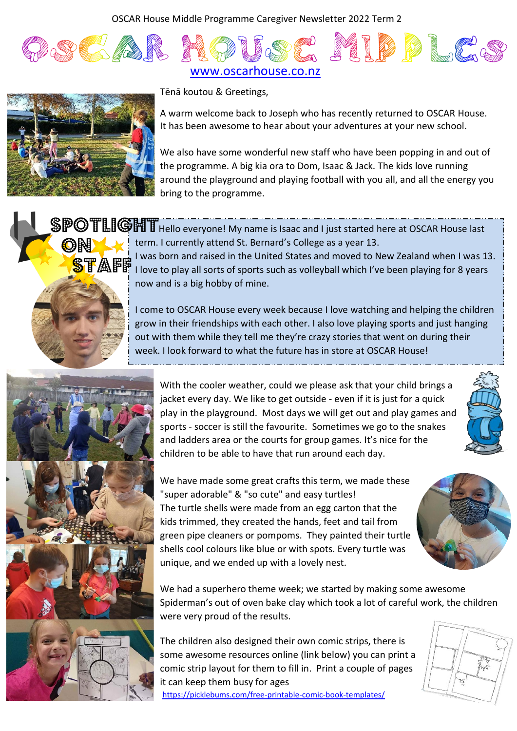OSCAR House Middle Programme Caregiver Newsletter 2022 Term 2

# OSCAR House Middles

www.oscarhouse.co.nz

Tēnā koutou & Greetings,

A warm welcome back to Joseph who has recently returned to OSCAR House. It has been awesome to hear about your adventures at your new school.

We also have some wonderful new staff who have been popping in and out of the programme. A big kia ora to Dom, Isaac & Jack. The kids love running around the playground and playing football with you all, and all the energy you bring to the programme.

## Spotlight on Staff

Hello everyone! My name is Isaac and I just started here at OSCAR House last term. I currently attend St. Bernard's College as a year 13. I was born and raised in the United States and moved to New Zealand when I was 13. I love to play all sorts of sports such as volleyball which I've been playing for 8 years now and is a big hobby of mine.

I come to OSCAR House every week because I love watching and helping the children grow in their friendships with each other. I also love playing sports and just hanging out with them while they tell me they're crazy stories that went on during their week. I look forward to what the future has in store at OSCAR House!

With the cooler weather, could we please ask that your child brings a jacket every day. We like to get outside - even if it is just for a quick play in the playground. Most days we will get out and play games and sports - soccer is still the favourite. Sometimes we go to the snakes and ladders area or the courts for group games. It's nice for the children to be able to have that run around each day.

We have made some great crafts this term, we made these "super adorable" & "so cute" and easy turtles! The turtle shells were made from an egg carton that the kids trimmed, they created the hands, feet and tail from green pipe cleaners or pompoms. They painted their turtle shells cool colours like blue or with spots. Every turtle was unique, and we ended up with a lovely nest.

We had a superhero theme week; we started by making some awesome Spiderman's out of oven bake clay which took a lot of careful work, the children were very proud of the results.

The children also designed their own comic strips, there is some awesome resources online (link below) you can print a comic strip layout for them to fill in. Print a couple of pages it can keep them busy for ages

https://picklebums.com/free-printable-comic-book-templates/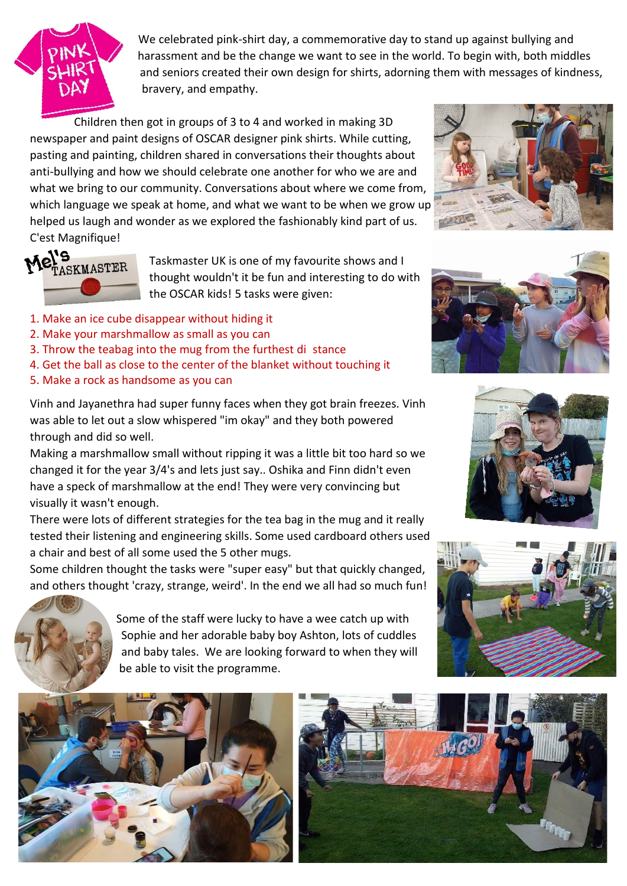We celebrated pink-shirt day, a commemorative day to stand up against bullying and harassment and be the change we want to see in the world. To begin with, both middles and seniors created their own design for shirts, adorning them with messages of kindness, bravery, and empathy.

Children then got in groups of 3 to 4 and worked in making 3D newspaper and paint designs of OSCAR designer pink shirts. While cutting, pasting and painting, children shared in conversations their thoughts about anti-bullying and how we should celebrate one another for who we are and what we bring to our community. Conversations about where we come from, which language we speak at home, and what we want to be when we grow up helped us laugh and wonder as we explored the fashionably kind part of us. C'est Magnifique!

Taskmaster UK is one of my favourite shows and I thought wouldn't it be fun and interesting to do with the OSCAR kids! 5 tasks were given:

1. Make an ice cube disappear without hiding it
2. Make your marshmallow as small as you can
3. Throw the teabag into the mug from the furthest di stance
4. Get the ball as close to the center of the blanket without touching it
5. Make a rock as handsome as you can

Vinh and Jayanethra had super funny faces when they got brain freezes. Vinh was able to let out a slow whispered "im okay" and they both powered through and did so well.

Making a marshmallow small without ripping it was a little bit too hard so we changed it for the year 3/4's and lets just say.. Oshika and Finn didn't even have a speck of marshmallow at the end! They were very convincing but visually it wasn't enough.

There were lots of different strategies for the tea bag in the mug and it really tested their listening and engineering skills. Some used cardboard others used a chair and best of all some used the 5 other mugs.

Some children thought the tasks were "super easy" but that quickly changed, and others thought 'crazy, strange, weird'. In the end we all had so much fun!

Some of the staff were lucky to have a wee catch up with Sophie and her adorable baby boy Ashton, lots of cuddles and baby tales. We are looking forward to when they will be able to visit the programme.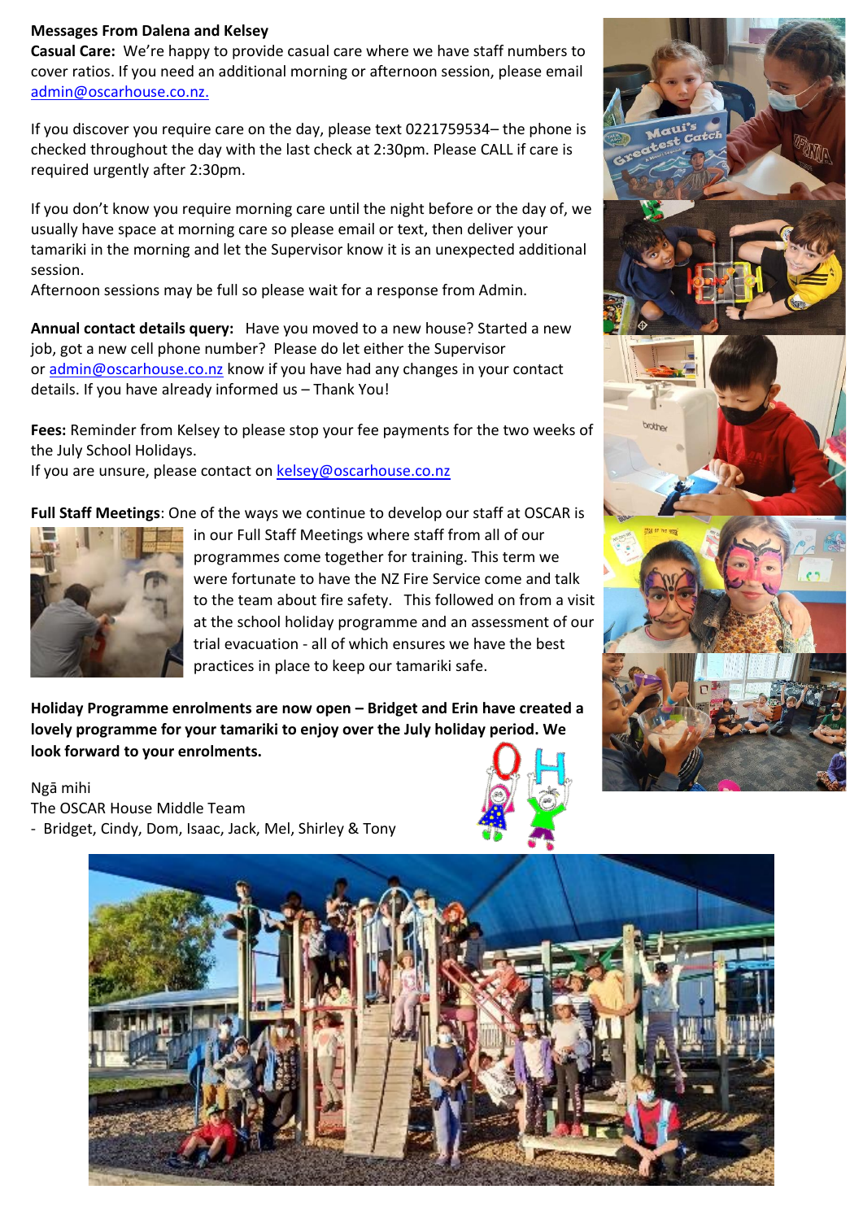**Messages From Dalena and Kelsey**

**Casual Care:** We're happy to provide casual care where we have staff numbers to cover ratios. If you need an additional morning or afternoon session, please email admin@oscarhouse.co.nz.

If you discover you require care on the day, please text 0221759534– the phone is checked throughout the day with the last check at 2:30pm. Please CALL if care is required urgently after 2:30pm.

If you don't know you require morning care until the night before or the day of, we usually have space at morning care so please email or text, then deliver your tamariki in the morning and let the Supervisor know it is an unexpected additional session.
Afternoon sessions may be full so please wait for a response from Admin.

**Annual contact details query:** Have you moved to a new house? Started a new job, got a new cell phone number? Please do let either the Supervisor or admin@oscarhouse.co.nz know if you have had any changes in your contact details. If you have already informed us – Thank You!

**Fees:** Reminder from Kelsey to please stop your fee payments for the two weeks of the July School Holidays.
If you are unsure, please contact on kelsey@oscarhouse.co.nz

**Full Staff Meetings**: One of the ways we continue to develop our staff at OSCAR is in our Full Staff Meetings where staff from all of our programmes come together for training. This term we were fortunate to have the NZ Fire Service come and talk to the team about fire safety. This followed on from a visit at the school holiday programme and an assessment of our trial evacuation - all of which ensures we have the best practices in place to keep our tamariki safe.

**Holiday Programme enrolments are now open – Bridget and Erin have created a lovely programme for your tamariki to enjoy over the July holiday period. We look forward to your enrolments.**

Ngā mihi
The OSCAR House Middle Team
- Bridget, Cindy, Dom, Isaac, Jack, Mel, Shirley & Tony